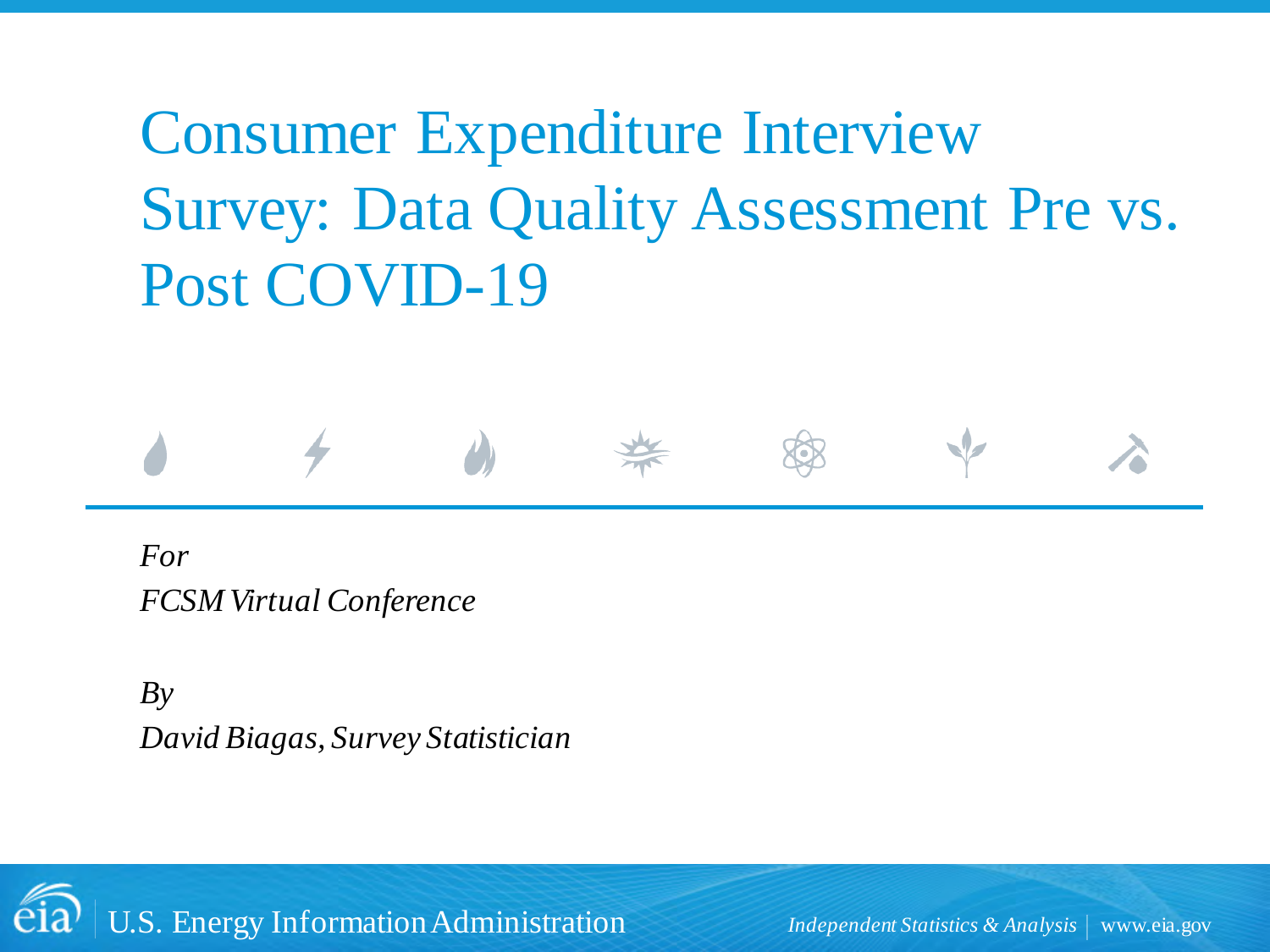# Consumer Expenditure Interview Survey: Data Quality Assessment Pre vs. Post COVID-19

*For*
*FCSM Virtual Conference*

*By*
*David Biagas, Survey Statistician*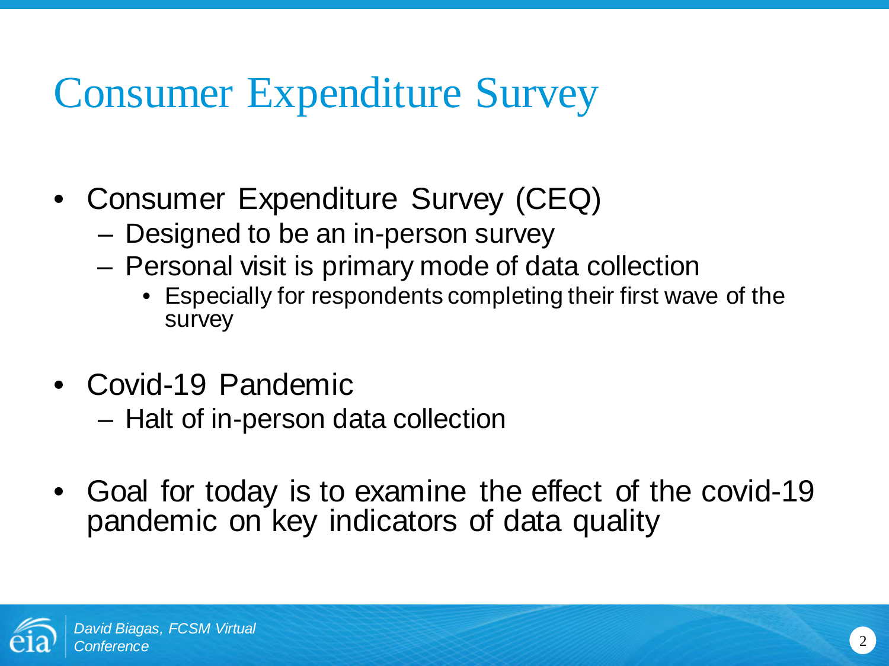# Consumer Expenditure Survey

- Consumer Expenditure Survey (CEQ)
  - Designed to be an in-person survey
  - Personal visit is primary mode of data collection
    - Especially for respondents completing their first wave of the survey

- Covid-19 Pandemic
  - Halt of in-person data collection

- Goal for today is to examine the effect of the covid-19 pandemic on key indicators of data quality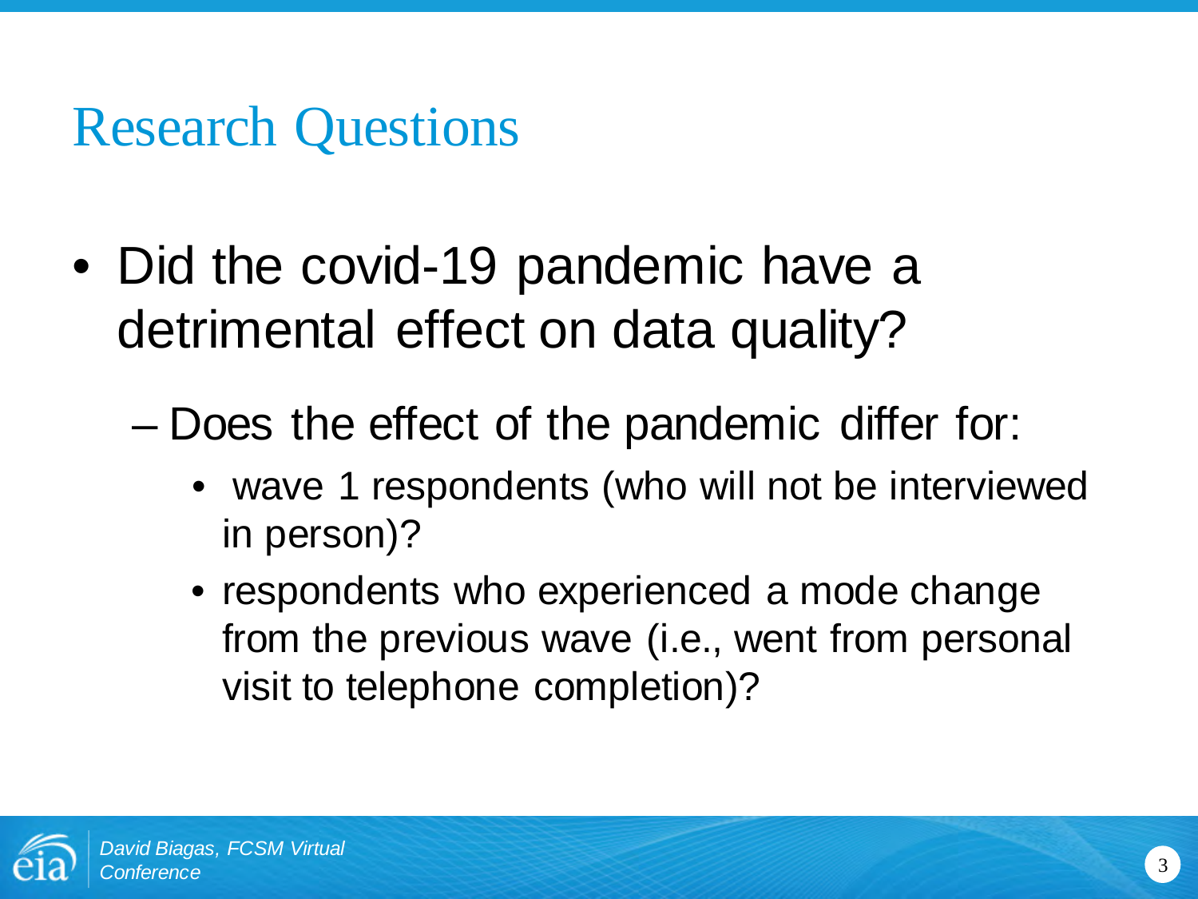# Research Questions

- Did the covid-19 pandemic have a detrimental effect on data quality?
  - Does the effect of the pandemic differ for:
    - wave 1 respondents (who will not be interviewed in person)?
    - respondents who experienced a mode change from the previous wave (i.e., went from personal visit to telephone completion)?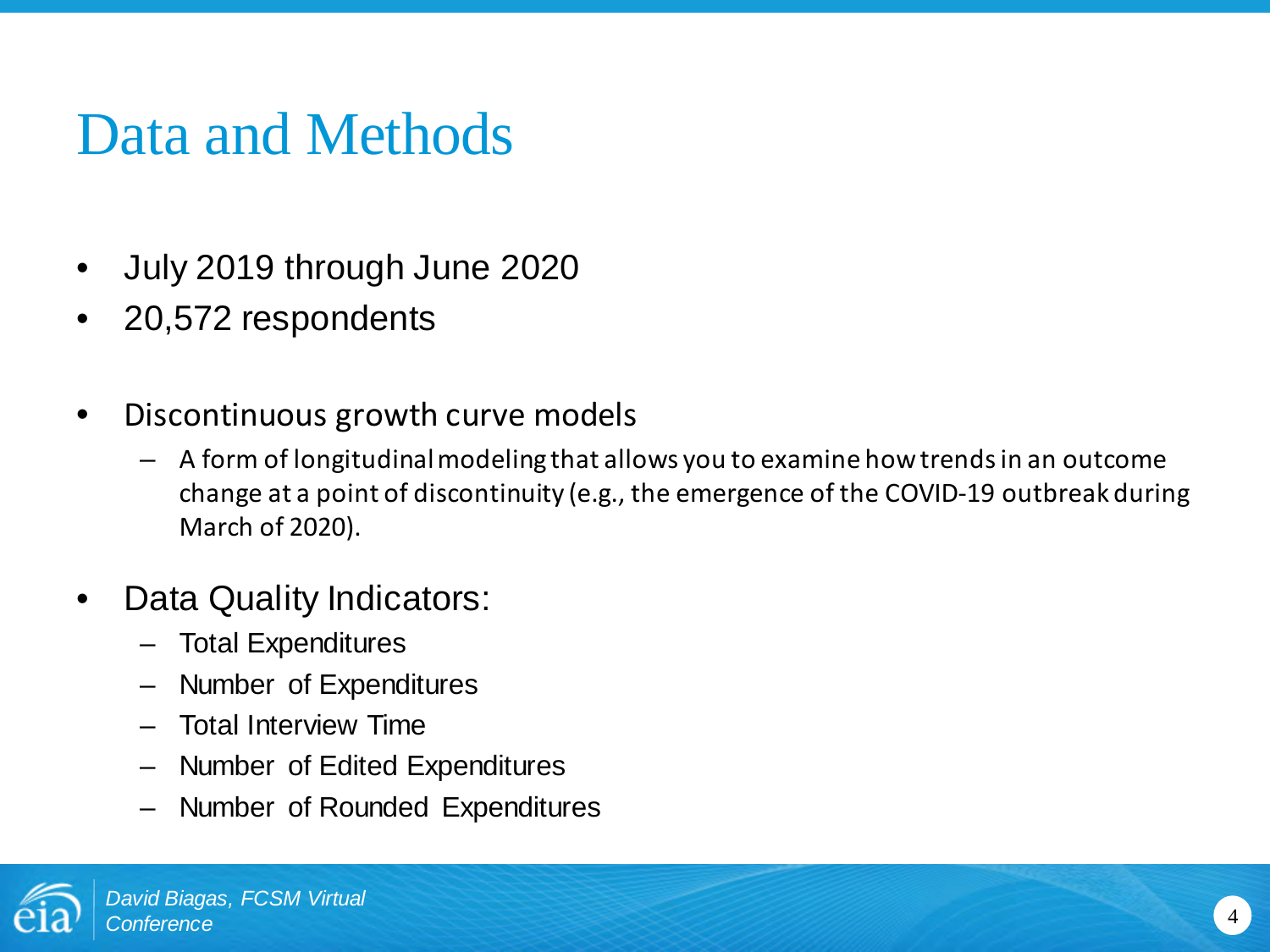# Data and Methods

- July 2019 through June 2020
- 20,572 respondents

- Discontinuous growth curve models
  - A form of longitudinal modeling that allows you to examine how trends in an outcome change at a point of discontinuity (e.g., the emergence of the COVID-19 outbreak during March of 2020).

- Data Quality Indicators:
  - Total Expenditures
  - Number of Expenditures
  - Total Interview Time
  - Number of Edited Expenditures
  - Number of Rounded Expenditures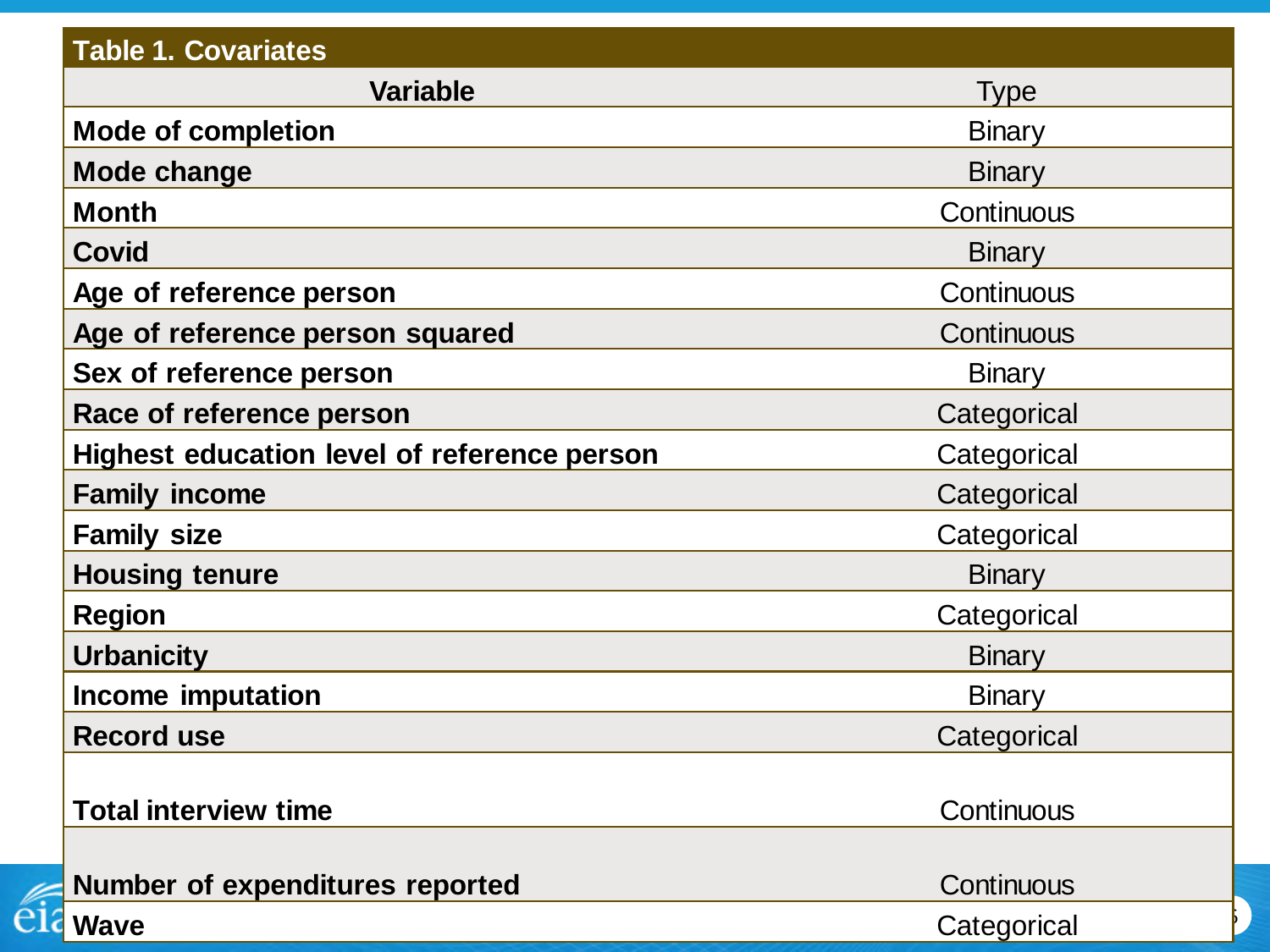**Table 1. Covariates**

| Variable | Type |
|---|---|
| **Mode of completion** | Binary |
| **Mode change** | Binary |
| **Month** | Continuous |
| **Covid** | Binary |
| **Age of reference person** | Continuous |
| **Age of reference person squared** | Continuous |
| **Sex of reference person** | Binary |
| **Race of reference person** | Categorical |
| **Highest education level of reference person** | Categorical |
| **Family income** | Categorical |
| **Family size** | Categorical |
| **Housing tenure** | Binary |
| **Region** | Categorical |
| **Urbanicity** | Binary |
| **Income imputation** | Binary |
| **Record use** | Categorical |
| **Total interview time** | Continuous |
| **Number of expenditures reported** | Continuous |
| **Wave** | Categorical |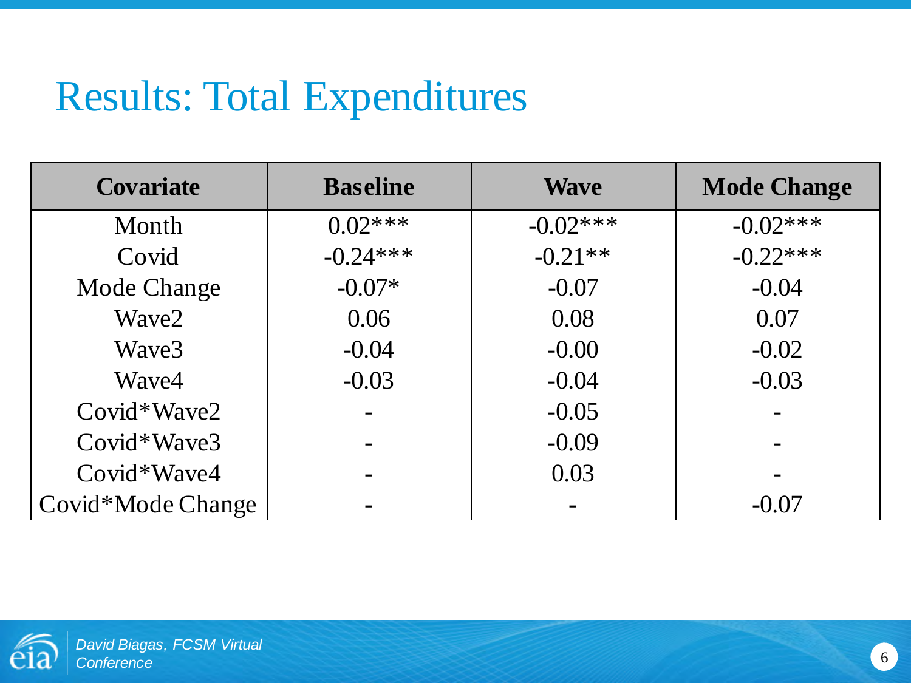# Results: Total Expenditures

| Covariate | Baseline | Wave | Mode Change |
| --- | --- | --- | --- |
| Month | 0.02*** | -0.02*** | -0.02*** |
| Covid | -0.24*** | -0.21** | -0.22*** |
| Mode Change | -0.07* | -0.07 | -0.04 |
| Wave2 | 0.06 | 0.08 | 0.07 |
| Wave3 | -0.04 | -0.00 | -0.02 |
| Wave4 | -0.03 | -0.04 | -0.03 |
| Covid*Wave2 | - | -0.05 | - |
| Covid*Wave3 | - | -0.09 | - |
| Covid*Wave4 | - | 0.03 | - |
| Covid*Mode Change | - | - | -0.07 |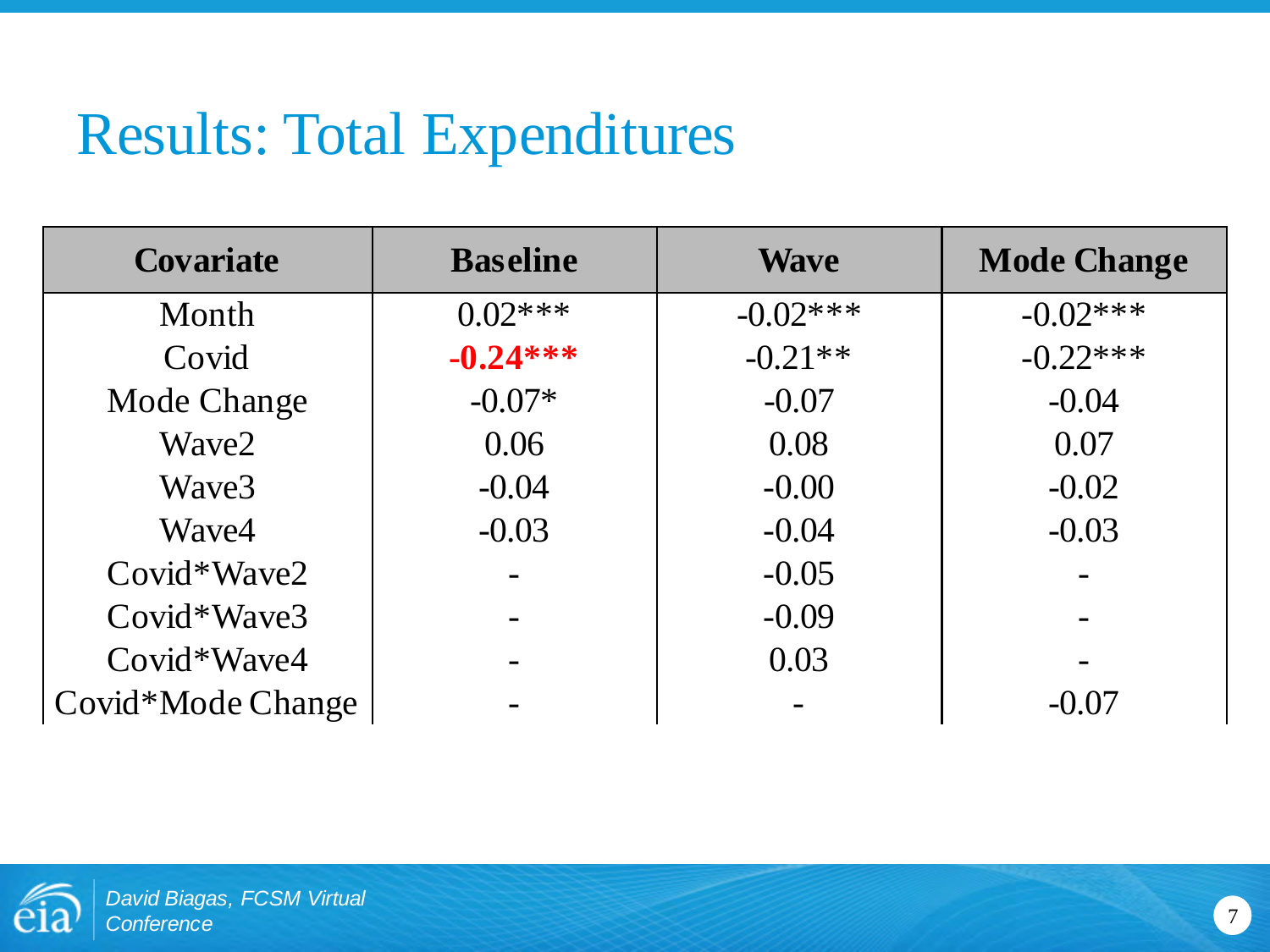# Results: Total Expenditures

| Covariate | Baseline | Wave | Mode Change |
|---|---|---|---|
| Month | 0.02*** | -0.02*** | -0.02*** |
| Covid | **-0.24*** ** | -0.21** | -0.22*** |
| Mode Change | -0.07* | -0.07 | -0.04 |
| Wave2 | 0.06 | 0.08 | 0.07 |
| Wave3 | -0.04 | -0.00 | -0.02 |
| Wave4 | -0.03 | -0.04 | -0.03 |
| Covid*Wave2 | - | -0.05 | - |
| Covid*Wave3 | - | -0.09 | - |
| Covid*Wave4 | - | 0.03 | - |
| Covid*Mode Change | - | - | -0.07 |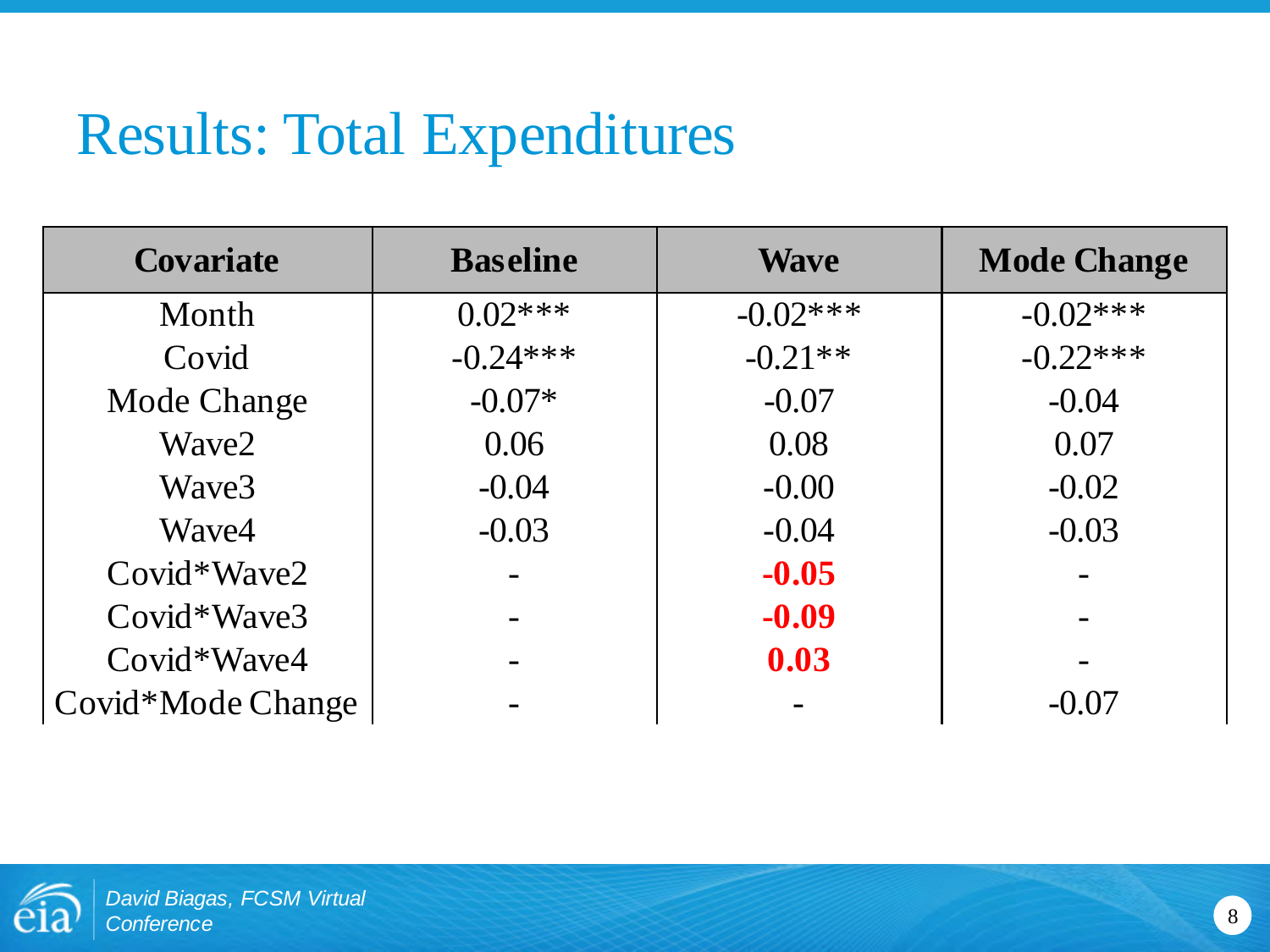# Results: Total Expenditures

| Covariate | Baseline | Wave | Mode Change |
|---|---|---|---|
| Month | 0.02*** | -0.02*** | -0.02*** |
| Covid | -0.24*** | -0.21** | -0.22*** |
| Mode Change | -0.07* | -0.07 | -0.04 |
| Wave2 | 0.06 | 0.08 | 0.07 |
| Wave3 | -0.04 | -0.00 | -0.02 |
| Wave4 | -0.03 | -0.04 | -0.03 |
| Covid*Wave2 | - | **-0.05** | - |
| Covid*Wave3 | - | **-0.09** | - |
| Covid*Wave4 | - | **0.03** | - |
| Covid*Mode Change | - | - | -0.07 |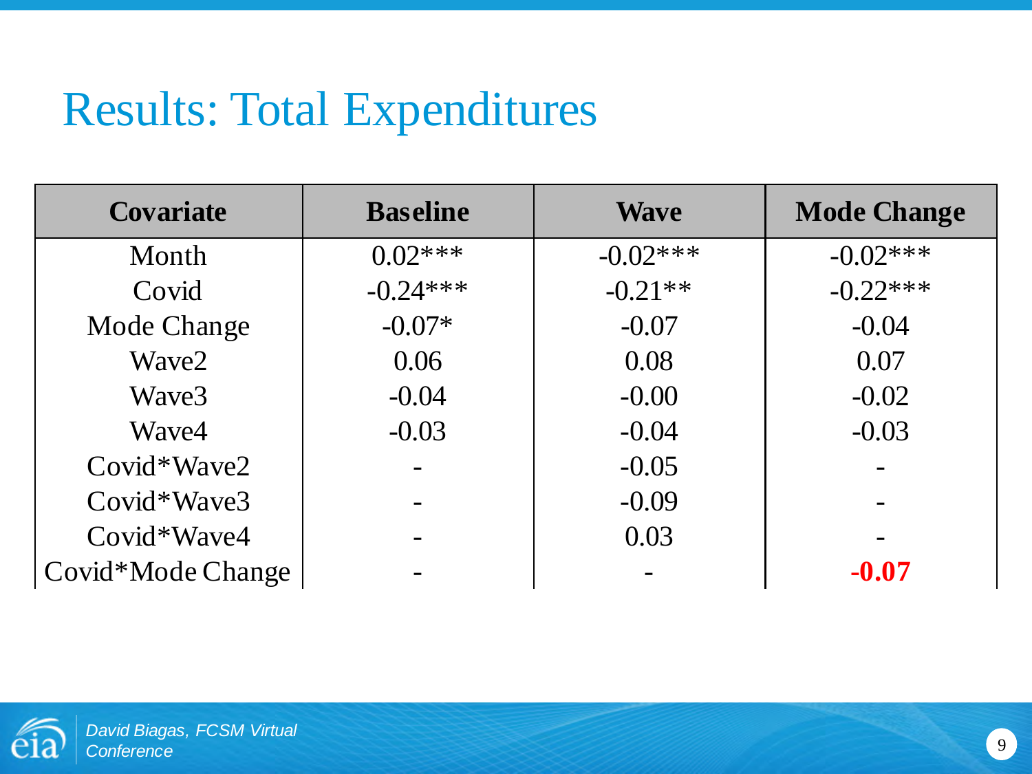# Results: Total Expenditures

| Covariate | Baseline | Wave | Mode Change |
|---|---|---|---|
| Month | 0.02*** | -0.02*** | -0.02*** |
| Covid | -0.24*** | -0.21** | -0.22*** |
| Mode Change | -0.07* | -0.07 | -0.04 |
| Wave2 | 0.06 | 0.08 | 0.07 |
| Wave3 | -0.04 | -0.00 | -0.02 |
| Wave4 | -0.03 | -0.04 | -0.03 |
| Covid*Wave2 | - | -0.05 | - |
| Covid*Wave3 | - | -0.09 | - |
| Covid*Wave4 | - | 0.03 | - |
| Covid*Mode Change | - | - | **-0.07** |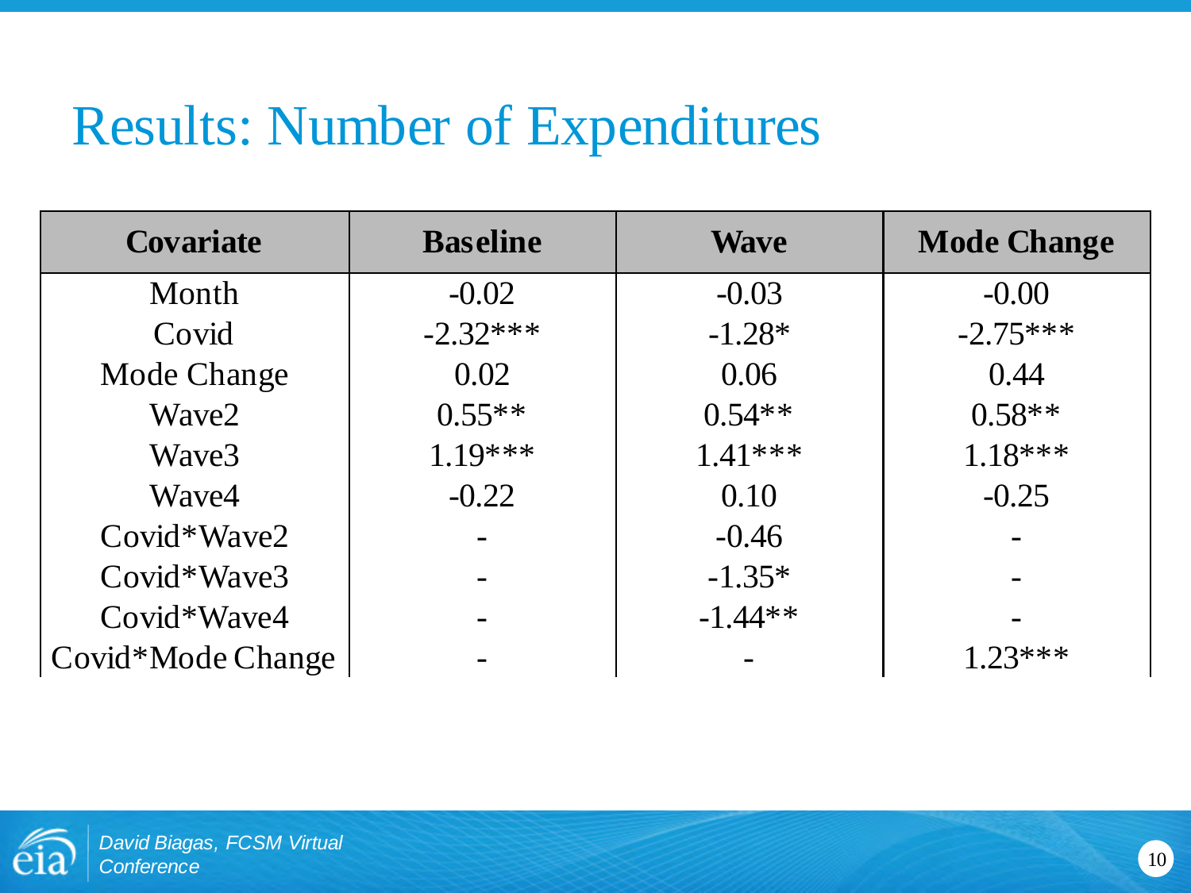# Results: Number of Expenditures

| Covariate | Baseline | Wave | Mode Change |
| --- | --- | --- | --- |
| Month | -0.02 | -0.03 | -0.00 |
| Covid | -2.32*** | -1.28* | -2.75*** |
| Mode Change | 0.02 | 0.06 | 0.44 |
| Wave2 | 0.55** | 0.54** | 0.58** |
| Wave3 | 1.19*** | 1.41*** | 1.18*** |
| Wave4 | -0.22 | 0.10 | -0.25 |
| Covid*Wave2 | - | -0.46 | - |
| Covid*Wave3 | - | -1.35* | - |
| Covid*Wave4 | - | -1.44** | - |
| Covid*Mode Change | - | - | 1.23*** |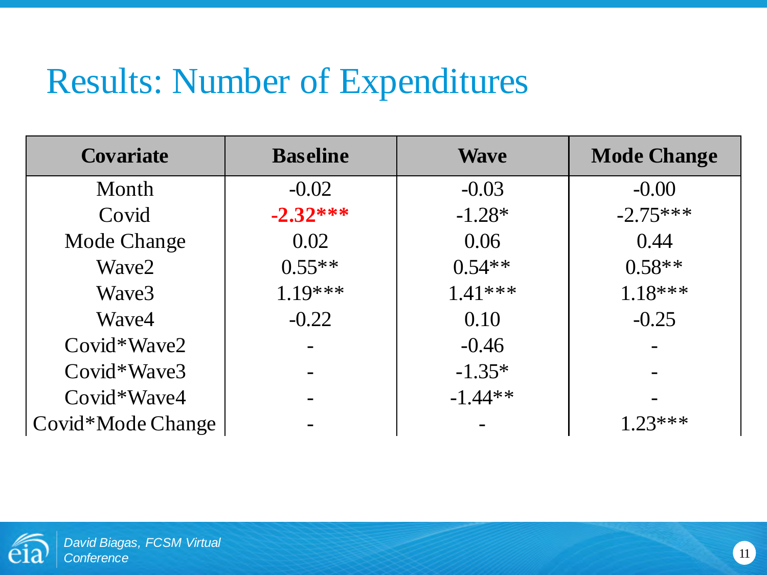# Results: Number of Expenditures

| Covariate | Baseline | Wave | Mode Change |
|---|---|---|---|
| Month | -0.02 | -0.03 | -0.00 |
| Covid | **-2.32*** ** | -1.28* | -2.75*** |
| Mode Change | 0.02 | 0.06 | 0.44 |
| Wave2 | 0.55** | 0.54** | 0.58** |
| Wave3 | 1.19*** | 1.41*** | 1.18*** |
| Wave4 | -0.22 | 0.10 | -0.25 |
| Covid*Wave2 | - | -0.46 | - |
| Covid*Wave3 | - | -1.35* | - |
| Covid*Wave4 | - | -1.44** | - |
| Covid*Mode Change | - | - | 1.23*** |

*David Biagas, FCSM Virtual Conference*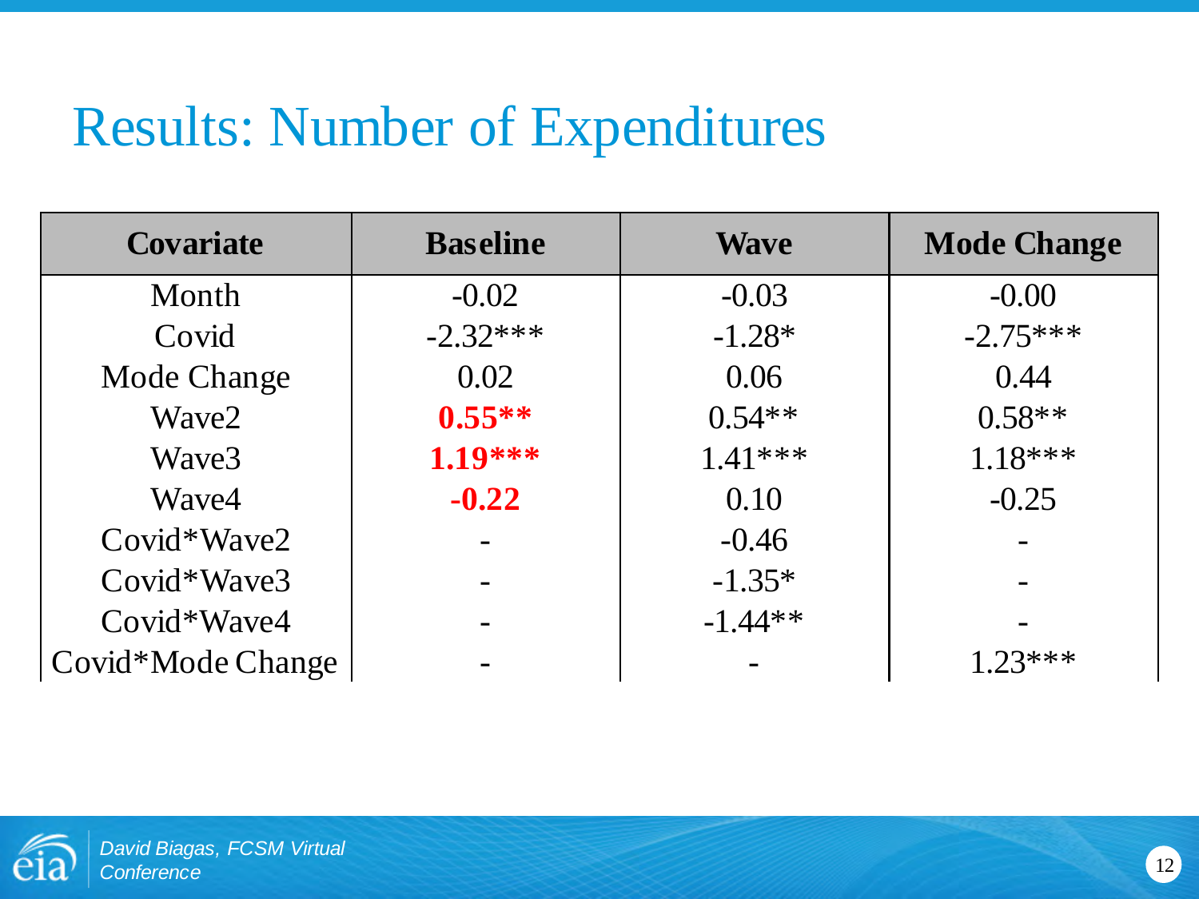# Results: Number of Expenditures

| Covariate | Baseline | Wave | Mode Change |
|---|---|---|---|
| Month | -0.02 | -0.03 | -0.00 |
| Covid | -2.32*** | -1.28* | -2.75*** |
| Mode Change | 0.02 | 0.06 | 0.44 |
| Wave2 | **0.55**** | 0.54** | 0.58** |
| Wave3 | **1.19***** | 1.41*** | 1.18*** |
| Wave4 | **-0.22** | 0.10 | -0.25 |
| Covid*Wave2 | - | -0.46 | - |
| Covid*Wave3 | - | -1.35* | - |
| Covid*Wave4 | - | -1.44** | - |
| Covid*Mode Change | - | - | 1.23*** |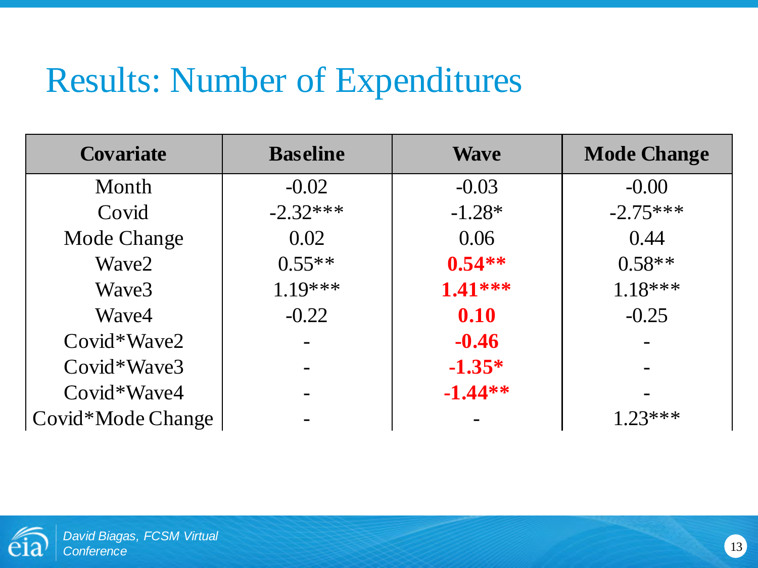# Results: Number of Expenditures

| Covariate | Baseline | Wave | Mode Change |
|---|---|---|---|
| Month | -0.02 | -0.03 | -0.00 |
| Covid | -2.32*** | -1.28* | -2.75*** |
| Mode Change | 0.02 | 0.06 | 0.44 |
| Wave2 | 0.55** | **0.54**** | 0.58** |
| Wave3 | 1.19*** | **1.41***** | 1.18*** |
| Wave4 | -0.22 | **0.10** | -0.25 |
| Covid*Wave2 | - | **-0.46** | - |
| Covid*Wave3 | - | **-1.35*** | - |
| Covid*Wave4 | - | **-1.44**** | - |
| Covid*Mode Change | - | - | 1.23*** |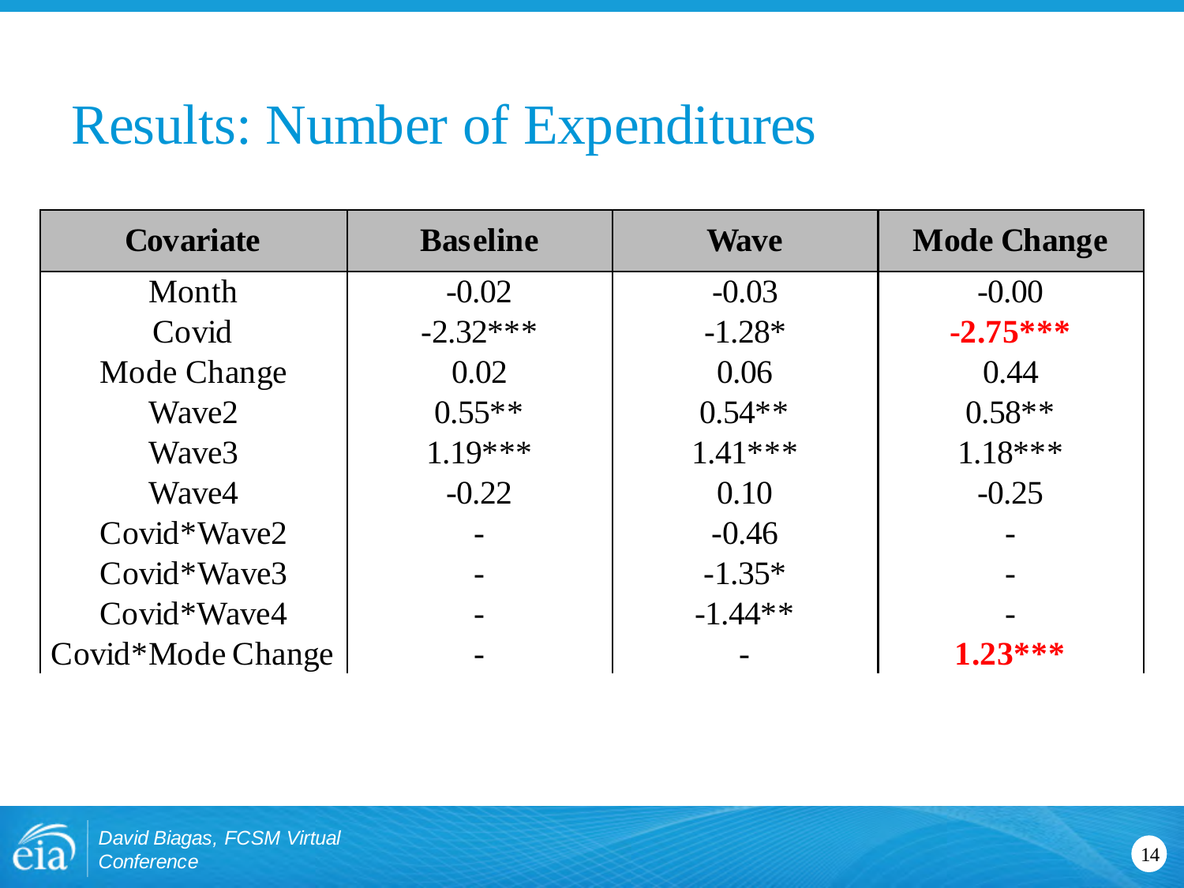# Results: Number of Expenditures

| Covariate | Baseline | Wave | Mode Change |
|---|---|---|---|
| Month | -0.02 | -0.03 | -0.00 |
| Covid | -2.32*** | -1.28* | **-2.75*** ** |
| Mode Change | 0.02 | 0.06 | 0.44 |
| Wave2 | 0.55** | 0.54** | 0.58** |
| Wave3 | 1.19*** | 1.41*** | 1.18*** |
| Wave4 | -0.22 | 0.10 | -0.25 |
| Covid*Wave2 | - | -0.46 | - |
| Covid*Wave3 | - | -1.35* | - |
| Covid*Wave4 | - | -1.44** | - |
| Covid*Mode Change | - | - | **1.23*** ** |

David Biagas, FCSM Virtual Conference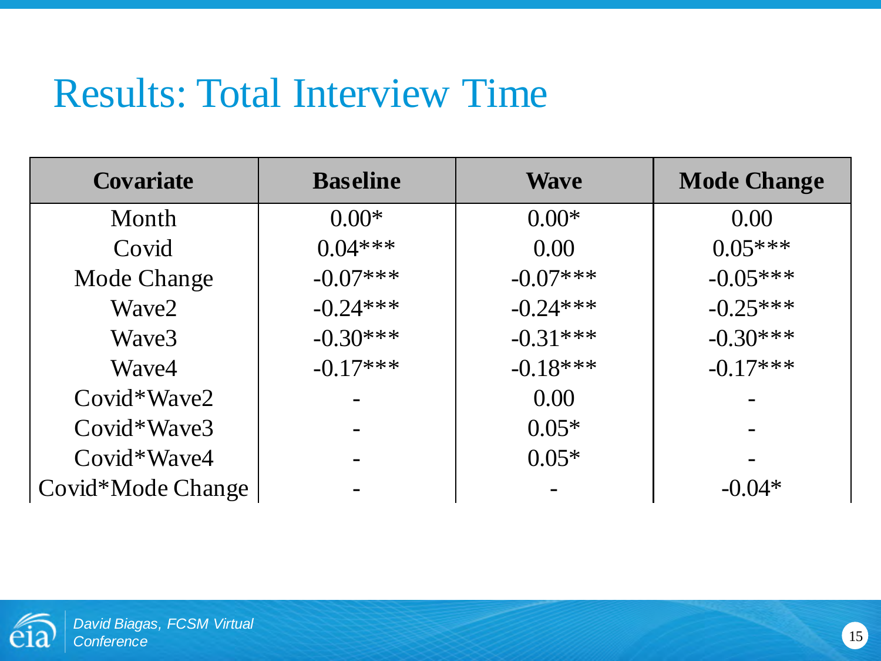# Results: Total Interview Time

| Covariate | Baseline | Wave | Mode Change |
|---|---|---|---|
| Month | 0.00* | 0.00* | 0.00 |
| Covid | 0.04*** | 0.00 | 0.05*** |
| Mode Change | -0.07*** | -0.07*** | -0.05*** |
| Wave2 | -0.24*** | -0.24*** | -0.25*** |
| Wave3 | -0.30*** | -0.31*** | -0.30*** |
| Wave4 | -0.17*** | -0.18*** | -0.17*** |
| Covid*Wave2 | - | 0.00 | - |
| Covid*Wave3 | - | 0.05* | - |
| Covid*Wave4 | - | 0.05* | - |
| Covid*Mode Change | - | - | -0.04* |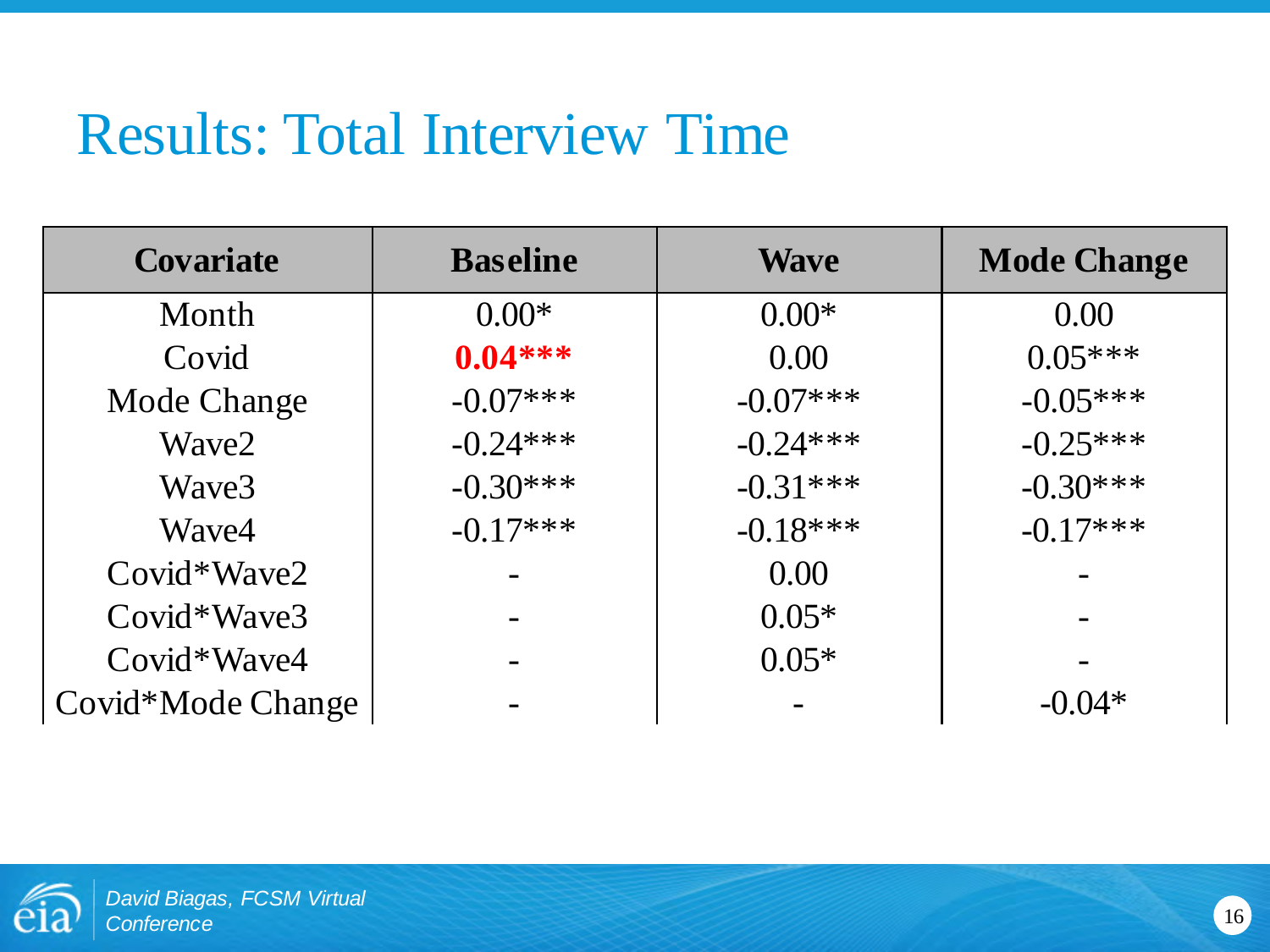# Results: Total Interview Time

| Covariate | Baseline | Wave | Mode Change |
|---|---|---|---|
| Month | 0.00* | 0.00* | 0.00 |
| Covid | **0.04*** ** | 0.00 | 0.05*** |
| Mode Change | -0.07*** | -0.07*** | -0.05*** |
| Wave2 | -0.24*** | -0.24*** | -0.25*** |
| Wave3 | -0.30*** | -0.31*** | -0.30*** |
| Wave4 | -0.17*** | -0.18*** | -0.17*** |
| Covid*Wave2 | - | 0.00 | - |
| Covid*Wave3 | - | 0.05* | - |
| Covid*Wave4 | - | 0.05* | - |
| Covid*Mode Change | - | - | -0.04* |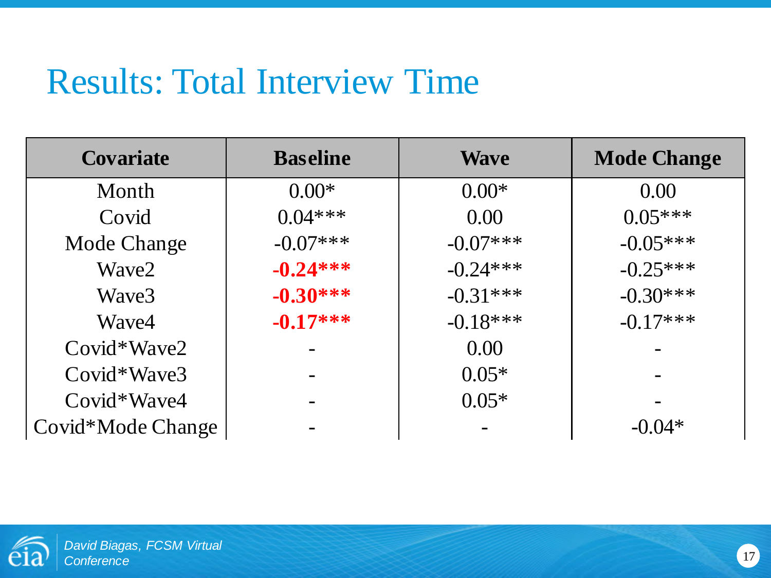# Results: Total Interview Time

| Covariate | Baseline | Wave | Mode Change |
|---|---|---|---|
| Month | 0.00* | 0.00* | 0.00 |
| Covid | 0.04*** | 0.00 | 0.05*** |
| Mode Change | -0.07*** | -0.07*** | -0.05*** |
| Wave2 | **-0.24*** ** | -0.24*** | -0.25*** |
| Wave3 | **-0.30*** ** | -0.31*** | -0.30*** |
| Wave4 | **-0.17*** ** | -0.18*** | -0.17*** |
| Covid*Wave2 | - | 0.00 | - |
| Covid*Wave3 | - | 0.05* | - |
| Covid*Wave4 | - | 0.05* | - |
| Covid*Mode Change | - | - | -0.04* |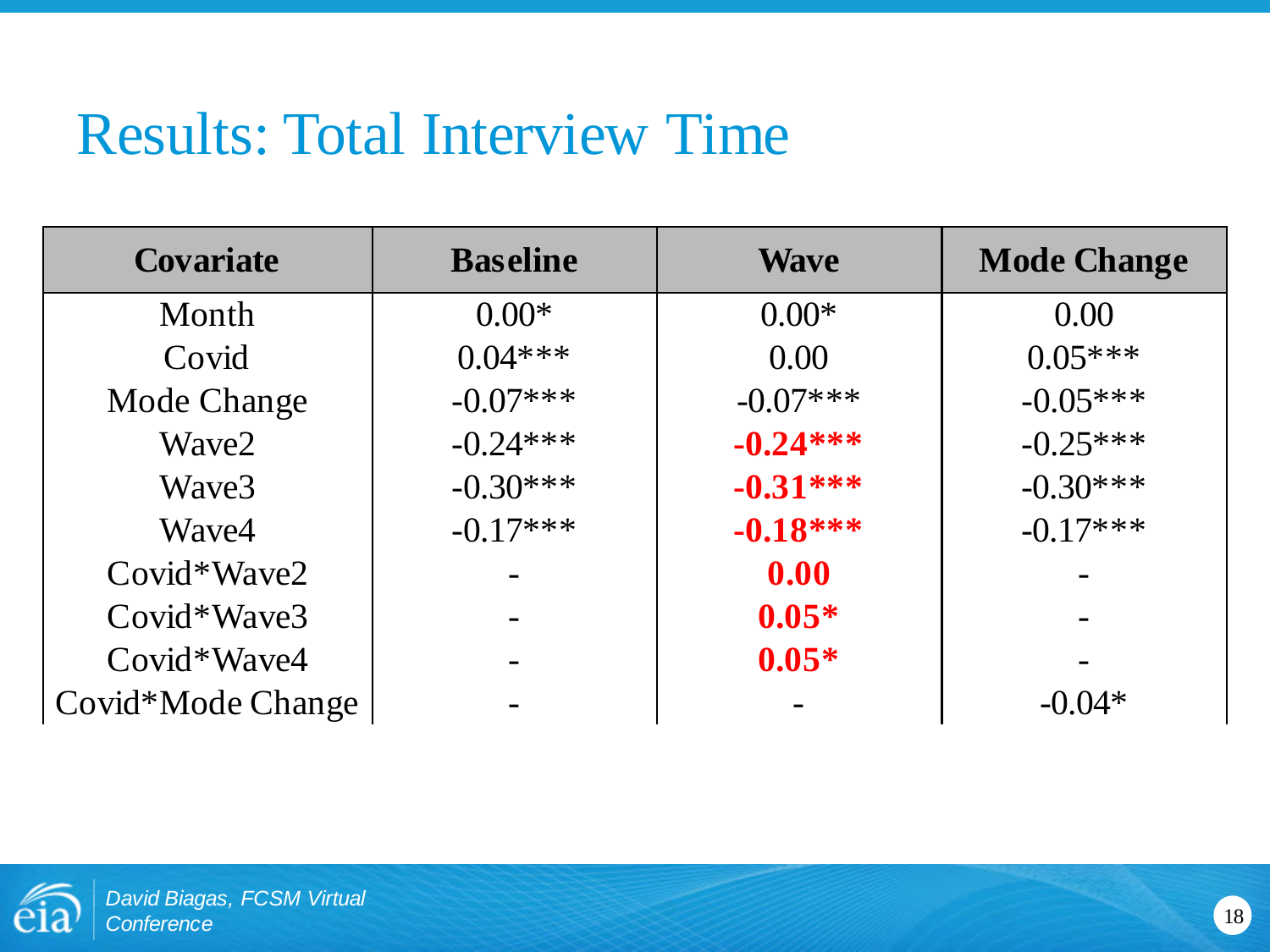# Results: Total Interview Time

| Covariate | Baseline | Wave | Mode Change |
|---|---|---|---|
| Month | 0.00* | 0.00* | 0.00 |
| Covid | 0.04*** | 0.00 | 0.05*** |
| Mode Change | -0.07*** | -0.07*** | -0.05*** |
| Wave2 | -0.24*** | **-0.24*****| -0.25*** |
| Wave3 | -0.30*** | **-0.31*****| -0.30*** |
| Wave4 | -0.17*** | **-0.18*****| -0.17*** |
| Covid*Wave2 | - | **0.00** | - |
| Covid*Wave3 | - | **0.05*** | - |
| Covid*Wave4 | - | **0.05*** | - |
| Covid*Mode Change | - | - | -0.04* |

David Biagas, FCSM Virtual Conference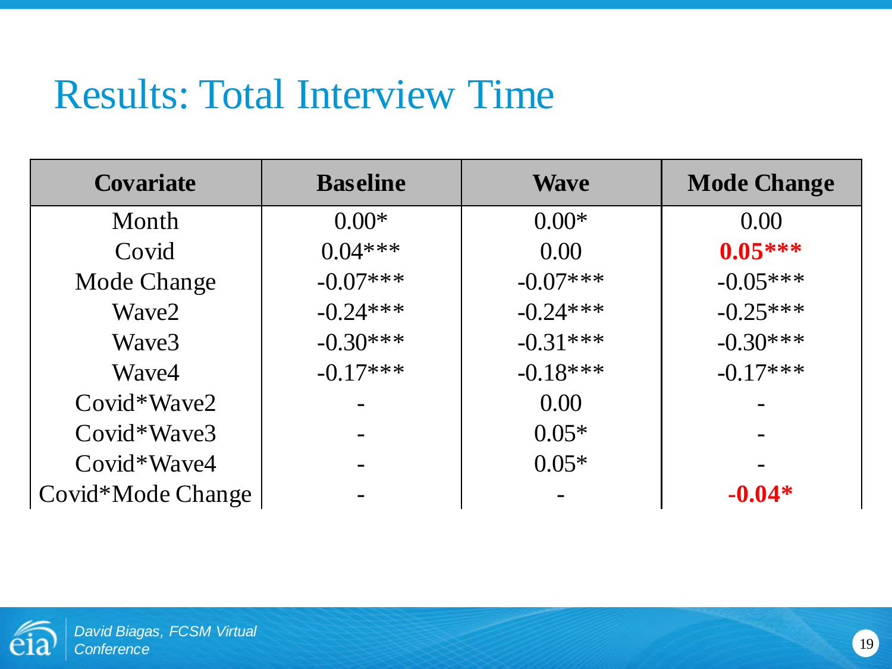# Results: Total Interview Time

| Covariate | Baseline | Wave | Mode Change |
|---|---|---|---|
| Month | 0.00* | 0.00* | 0.00 |
| Covid | 0.04*** | 0.00 | **0.05***** |
| Mode Change | -0.07*** | -0.07*** | -0.05*** |
| Wave2 | -0.24*** | -0.24*** | -0.25*** |
| Wave3 | -0.30*** | -0.31*** | -0.30*** |
| Wave4 | -0.17*** | -0.18*** | -0.17*** |
| Covid*Wave2 | - | 0.00 | - |
| Covid*Wave3 | - | 0.05* | - |
| Covid*Wave4 | - | 0.05* | - |
| Covid*Mode Change | - | - | **-0.04*** |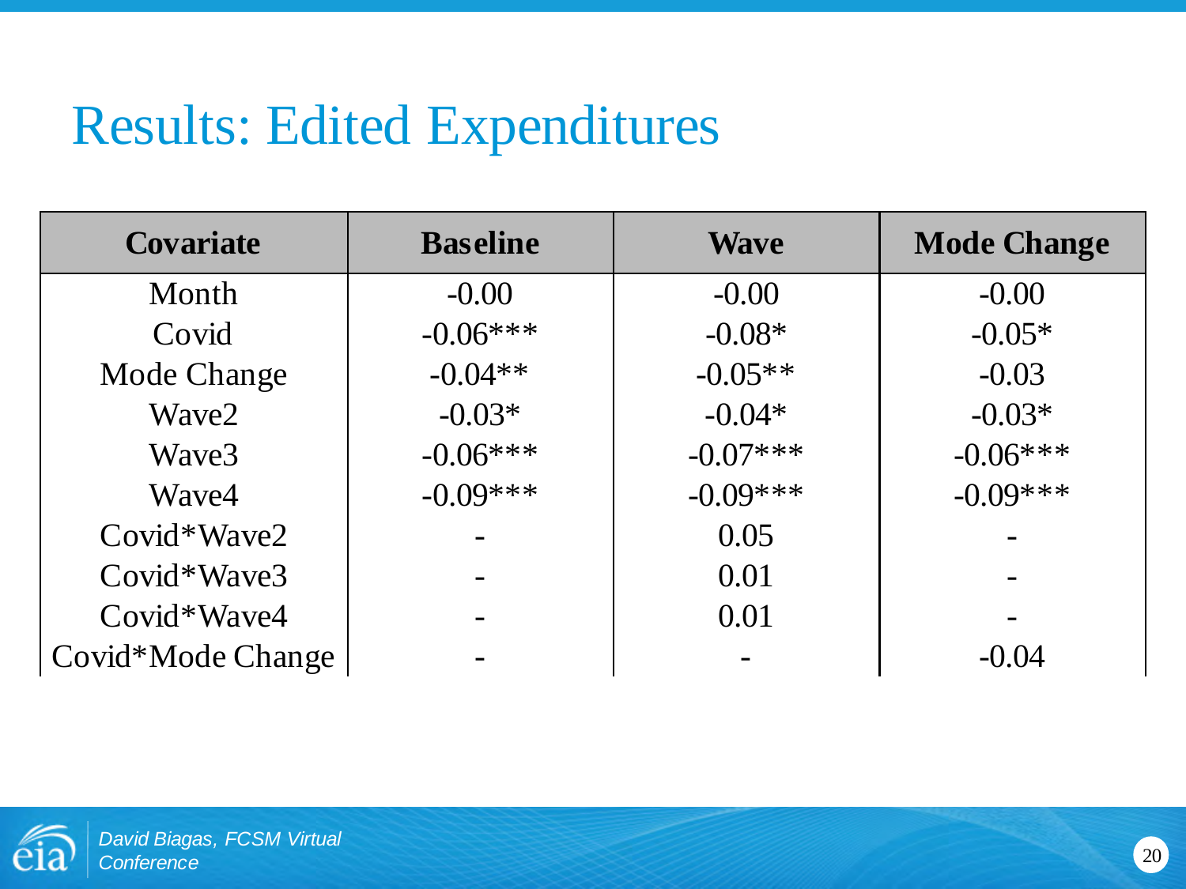# Results: Edited Expenditures

| Covariate | Baseline | Wave | Mode Change |
|---|---|---|---|
| Month | -0.00 | -0.00 | -0.00 |
| Covid | -0.06*** | -0.08* | -0.05* |
| Mode Change | -0.04** | -0.05** | -0.03 |
| Wave2 | -0.03* | -0.04* | -0.03* |
| Wave3 | -0.06*** | -0.07*** | -0.06*** |
| Wave4 | -0.09*** | -0.09*** | -0.09*** |
| Covid*Wave2 | - | 0.05 | - |
| Covid*Wave3 | - | 0.01 | - |
| Covid*Wave4 | - | 0.01 | - |
| Covid*Mode Change | - | - | -0.04 |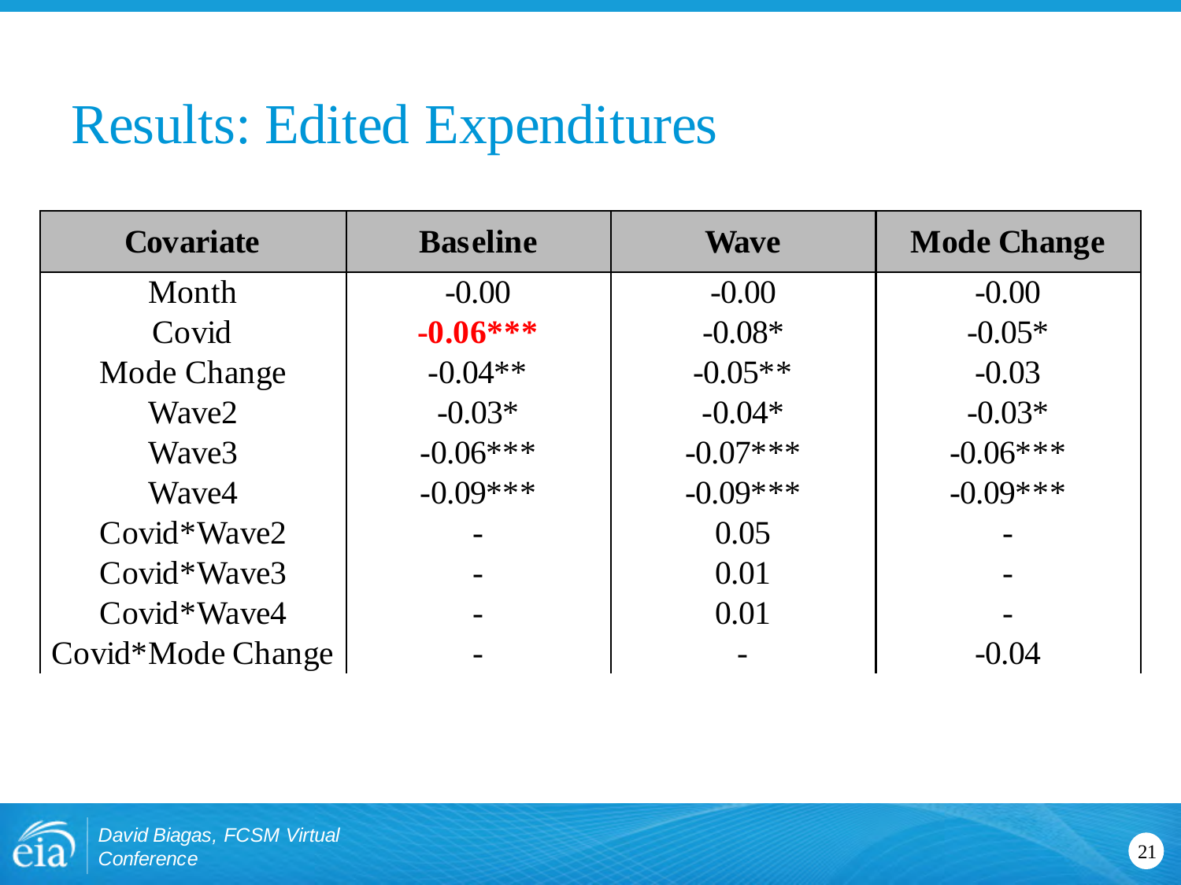# Results: Edited Expenditures

| Covariate | Baseline | Wave | Mode Change |
|---|---|---|---|
| Month | -0.00 | -0.00 | -0.00 |
| Covid | **-0.06*** ** | -0.08* | -0.05* |
| Mode Change | -0.04** | -0.05** | -0.03 |
| Wave2 | -0.03* | -0.04* | -0.03* |
| Wave3 | -0.06*** | -0.07*** | -0.06*** |
| Wave4 | -0.09*** | -0.09*** | -0.09*** |
| Covid*Wave2 | - | 0.05 | - |
| Covid*Wave3 | - | 0.01 | - |
| Covid*Wave4 | - | 0.01 | - |
| Covid*Mode Change | - | - | -0.04 |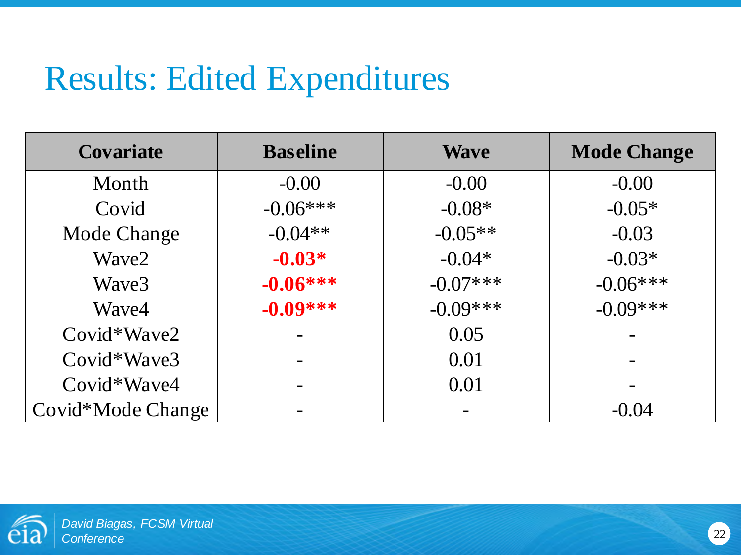# Results: Edited Expenditures

| Covariate | Baseline | Wave | Mode Change |
|---|---|---|---|
| Month | -0.00 | -0.00 | -0.00 |
| Covid | -0.06*** | -0.08* | -0.05* |
| Mode Change | -0.04** | -0.05** | -0.03 |
| Wave2 | **-0.03*** | -0.04* | -0.03* |
| Wave3 | **-0.06***** | -0.07*** | -0.06*** |
| Wave4 | **-0.09***** | -0.09*** | -0.09*** |
| Covid*Wave2 | - | 0.05 | - |
| Covid*Wave3 | - | 0.01 | - |
| Covid*Wave4 | - | 0.01 | - |
| Covid*Mode Change | - | - | -0.04 |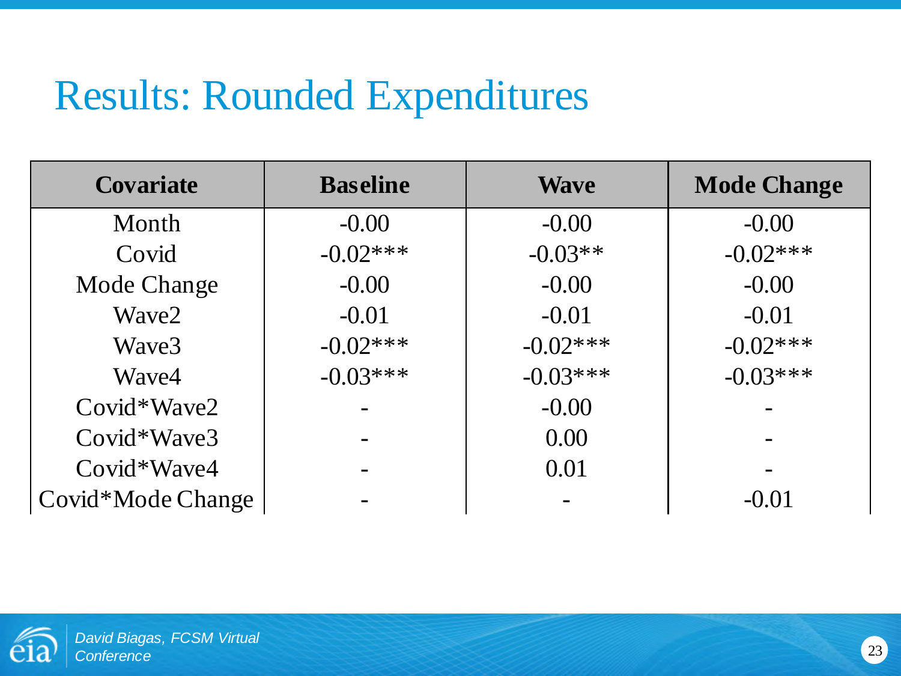# Results: Rounded Expenditures

| Covariate | Baseline | Wave | Mode Change |
|---|---|---|---|
| Month | -0.00 | -0.00 | -0.00 |
| Covid | -0.02*** | -0.03** | -0.02*** |
| Mode Change | -0.00 | -0.00 | -0.00 |
| Wave2 | -0.01 | -0.01 | -0.01 |
| Wave3 | -0.02*** | -0.02*** | -0.02*** |
| Wave4 | -0.03*** | -0.03*** | -0.03*** |
| Covid*Wave2 | - | -0.00 | - |
| Covid*Wave3 | - | 0.00 | - |
| Covid*Wave4 | - | 0.01 | - |
| Covid*Mode Change | - | - | -0.01 |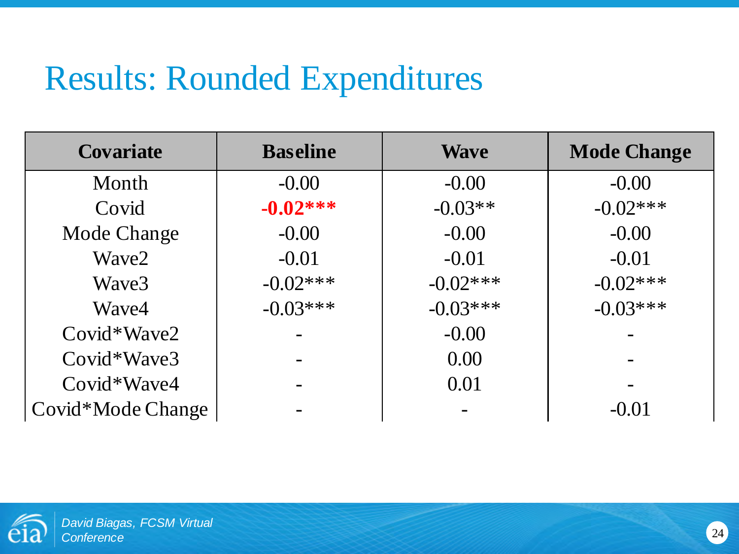# Results: Rounded Expenditures

| Covariate | Baseline | Wave | Mode Change |
| --- | --- | --- | --- |
| Month | -0.00 | -0.00 | -0.00 |
| Covid | **-0.02*** ** | -0.03** | -0.02*** |
| Mode Change | -0.00 | -0.00 | -0.00 |
| Wave2 | -0.01 | -0.01 | -0.01 |
| Wave3 | -0.02*** | -0.02*** | -0.02*** |
| Wave4 | -0.03*** | -0.03*** | -0.03*** |
| Covid*Wave2 | - | -0.00 | - |
| Covid*Wave3 | - | 0.00 | - |
| Covid*Wave4 | - | 0.01 | - |
| Covid*Mode Change | - | - | -0.01 |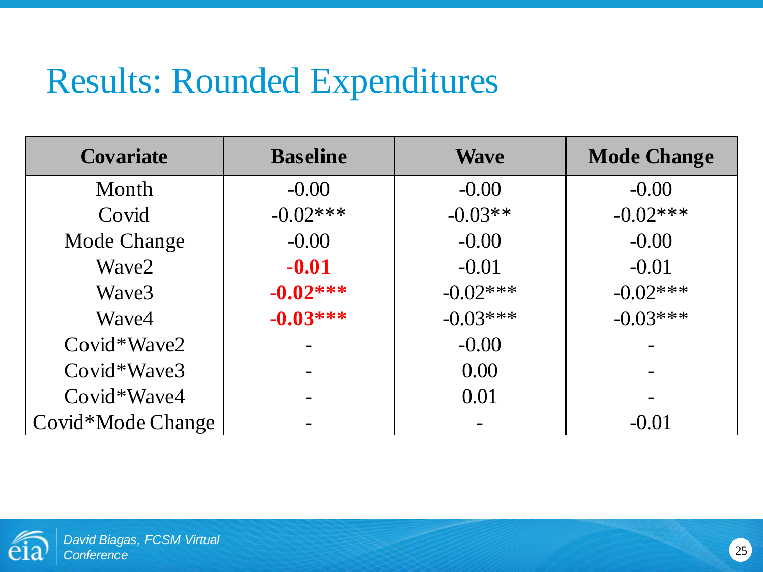# Results: Rounded Expenditures

| Covariate | Baseline | Wave | Mode Change |
|---|---|---|---|
| Month | -0.00 | -0.00 | -0.00 |
| Covid | -0.02*** | -0.03** | -0.02*** |
| Mode Change | -0.00 | -0.00 | -0.00 |
| Wave2 | **-0.01** | -0.01 | -0.01 |
| Wave3 | **-0.02*** ** | -0.02*** | -0.02*** |
| Wave4 | **-0.03*** ** | -0.03*** | -0.03*** |
| Covid*Wave2 | - | -0.00 | - |
| Covid*Wave3 | - | 0.00 | - |
| Covid*Wave4 | - | 0.01 | - |
| Covid*Mode Change | - | - | -0.01 |

*David Biagas, FCSM Virtual Conference*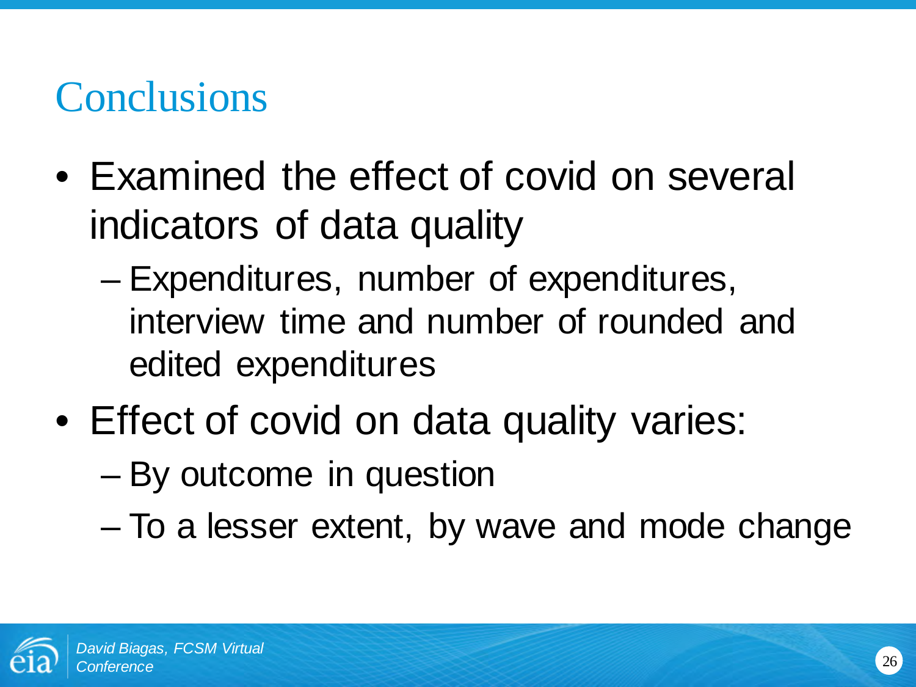# Conclusions

- Examined the effect of covid on several indicators of data quality
  - Expenditures, number of expenditures, interview time and number of rounded and edited expenditures
- Effect of covid on data quality varies:
  - By outcome in question
  - To a lesser extent, by wave and mode change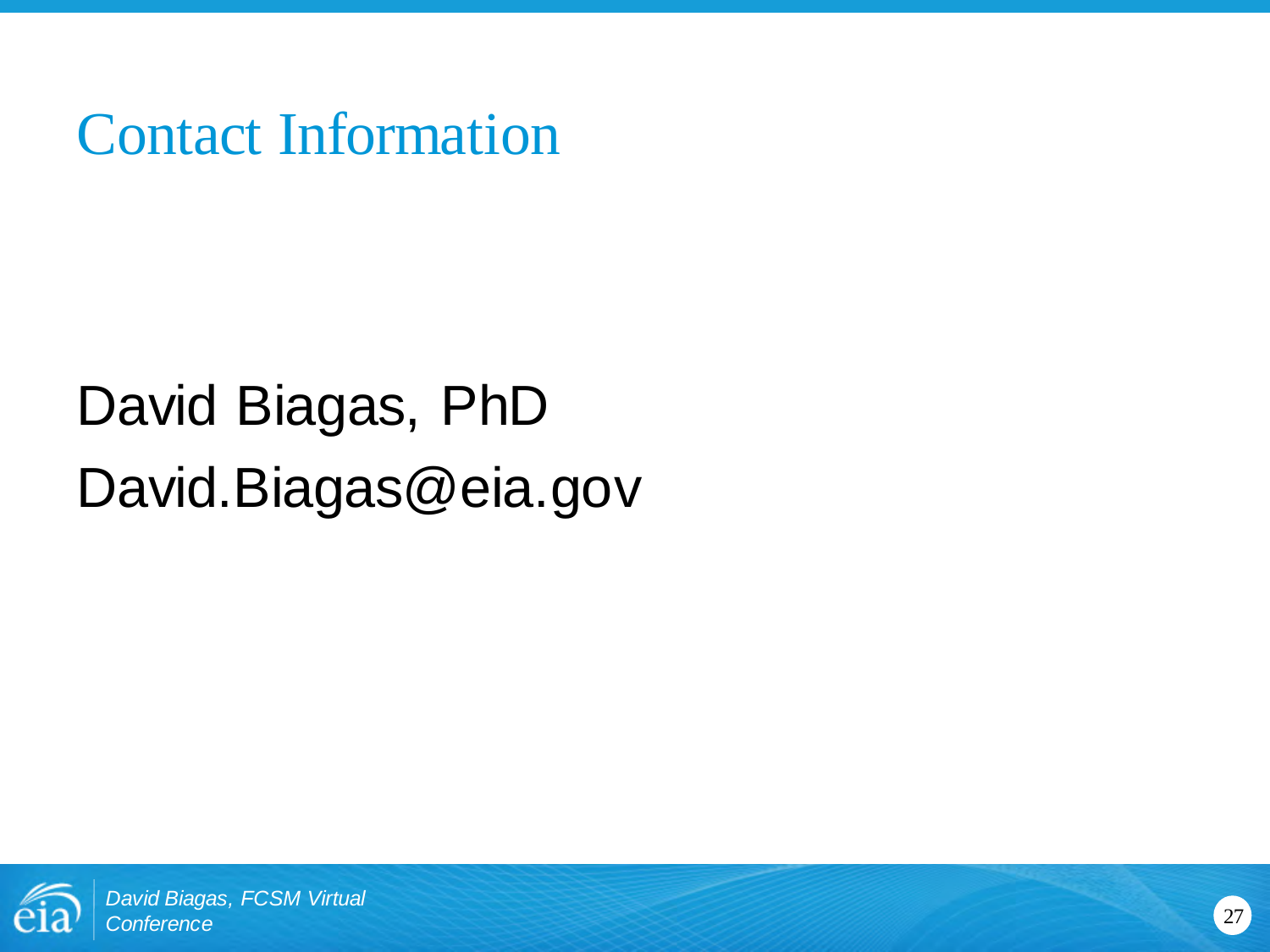# Contact Information

David Biagas, PhD

David.Biagas@eia.gov